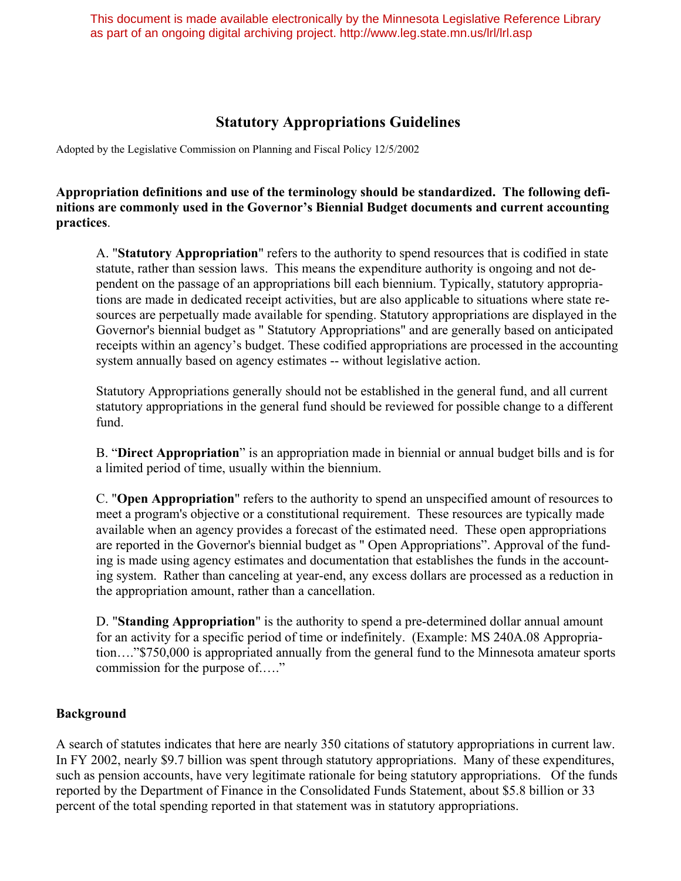This document is made available electronically by the Minnesota Legislative Reference Library as part of an ongoing digital archiving project. http://www.leg.state.mn.us/lrl/lrl.asp

# Statutory Appropriations Guidelines

Adopted by the Legislative Commission on Planning and Fiscal Policy 12/5/2002

**Appropriation definitions and use of the terminology should be standardized. The following definitions are commonly used in the Governor's Biennial Budget documents and current accounting practices**.

A. "**Statutory Appropriation**" refers to the authority to spend resources that is codified in state statute, rather than session laws. This means the expenditure authority is ongoing and not dependent on the passage of an appropriations bill each biennium. Typically, statutory appropriations are made in dedicated receipt activities, but are also applicable to situations where state resources are perpetually made available for spending. Statutory appropriations are displayed in the Governor's biennial budget as " Statutory Appropriations" and are generally based on anticipated receipts within an agency's budget. These codified appropriations are processed in the accounting system annually based on agency estimates -- without legislative action.

Statutory Appropriations generally should not be established in the general fund, and all current statutory appropriations in the general fund should be reviewed for possible change to a different fund.

B. "**Direct Appropriation**" is an appropriation made in biennial or annual budget bills and is for a limited period of time, usually within the biennium.

C. "**Open Appropriation**" refers to the authority to spend an unspecified amount of resources to meet a program's objective or a constitutional requirement. These resources are typically made available when an agency provides a forecast of the estimated need. These open appropriations are reported in the Governor's biennial budget as " Open Appropriations". Approval of the funding is made using agency estimates and documentation that establishes the funds in the accounting system. Rather than canceling at year-end, any excess dollars are processed as a reduction in the appropriation amount, rather than a cancellation.

D. "**Standing Appropriation**" is the authority to spend a pre-determined dollar annual amount for an activity for a specific period of time or indefinitely. (Example: MS 240A.08 Appropriation…."$750,000 is appropriated annually from the general fund to the Minnesota amateur sports commission for the purpose of….."

**Background**

A search of statutes indicates that here are nearly 350 citations of statutory appropriations in current law. In FY 2002, nearly $9.7 billion was spent through statutory appropriations. Many of these expenditures, such as pension accounts, have very legitimate rationale for being statutory appropriations. Of the funds reported by the Department of Finance in the Consolidated Funds Statement, about $5.8 billion or 33 percent of the total spending reported in that statement was in statutory appropriations.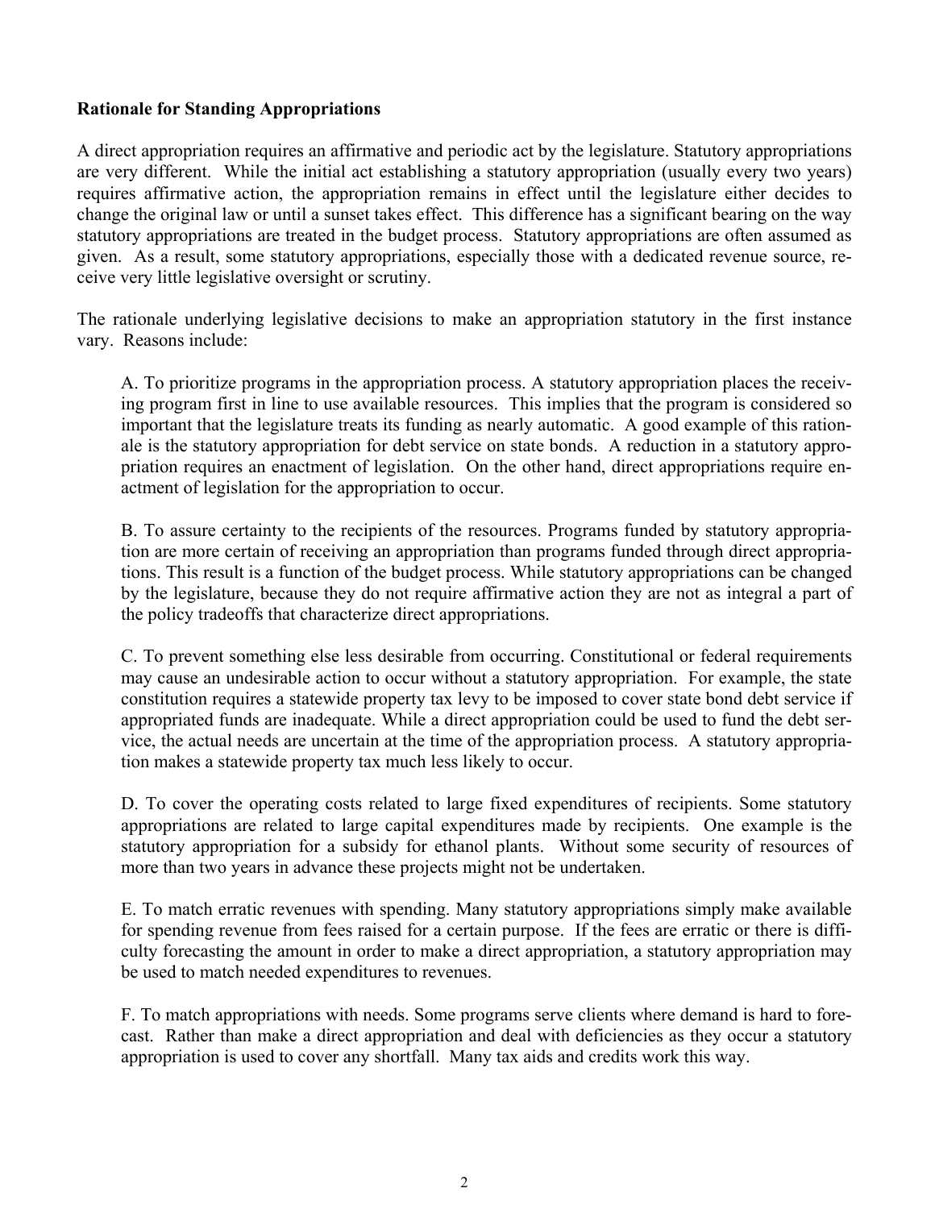**Rationale for Standing Appropriations**

A direct appropriation requires an affirmative and periodic act by the legislature. Statutory appropriations are very different. While the initial act establishing a statutory appropriation (usually every two years) requires affirmative action, the appropriation remains in effect until the legislature either decides to change the original law or until a sunset takes effect. This difference has a significant bearing on the way statutory appropriations are treated in the budget process. Statutory appropriations are often assumed as given. As a result, some statutory appropriations, especially those with a dedicated revenue source, receive very little legislative oversight or scrutiny.

The rationale underlying legislative decisions to make an appropriation statutory in the first instance vary. Reasons include:

A. To prioritize programs in the appropriation process. A statutory appropriation places the receiving program first in line to use available resources. This implies that the program is considered so important that the legislature treats its funding as nearly automatic. A good example of this rationale is the statutory appropriation for debt service on state bonds. A reduction in a statutory appropriation requires an enactment of legislation. On the other hand, direct appropriations require enactment of legislation for the appropriation to occur.

B. To assure certainty to the recipients of the resources. Programs funded by statutory appropriation are more certain of receiving an appropriation than programs funded through direct appropriations. This result is a function of the budget process. While statutory appropriations can be changed by the legislature, because they do not require affirmative action they are not as integral a part of the policy tradeoffs that characterize direct appropriations.

C. To prevent something else less desirable from occurring. Constitutional or federal requirements may cause an undesirable action to occur without a statutory appropriation. For example, the state constitution requires a statewide property tax levy to be imposed to cover state bond debt service if appropriated funds are inadequate. While a direct appropriation could be used to fund the debt service, the actual needs are uncertain at the time of the appropriation process. A statutory appropriation makes a statewide property tax much less likely to occur.

D. To cover the operating costs related to large fixed expenditures of recipients. Some statutory appropriations are related to large capital expenditures made by recipients. One example is the statutory appropriation for a subsidy for ethanol plants. Without some security of resources of more than two years in advance these projects might not be undertaken.

E. To match erratic revenues with spending. Many statutory appropriations simply make available for spending revenue from fees raised for a certain purpose. If the fees are erratic or there is difficulty forecasting the amount in order to make a direct appropriation, a statutory appropriation may be used to match needed expenditures to revenues.

F. To match appropriations with needs. Some programs serve clients where demand is hard to forecast. Rather than make a direct appropriation and deal with deficiencies as they occur a statutory appropriation is used to cover any shortfall. Many tax aids and credits work this way.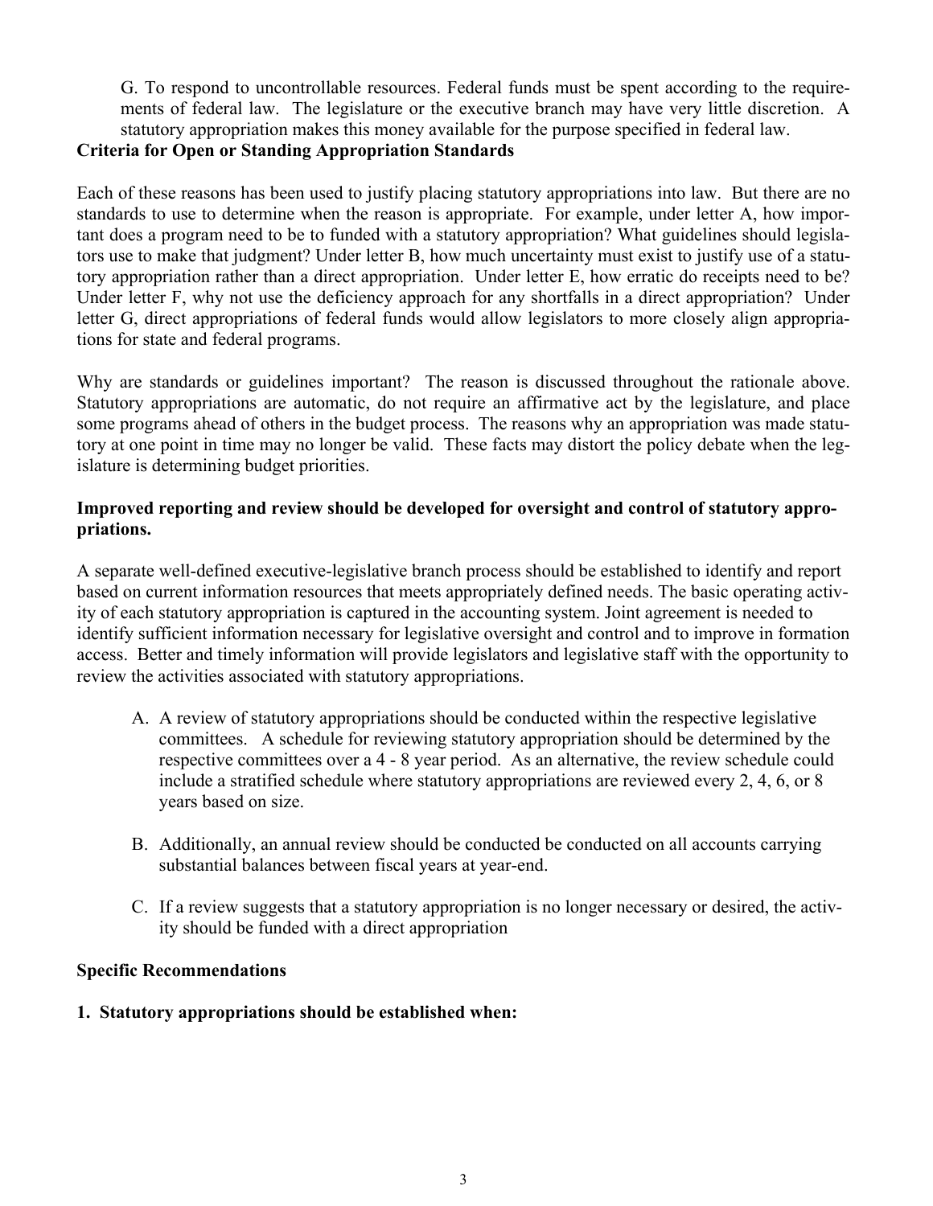G. To respond to uncontrollable resources. Federal funds must be spent according to the requirements of federal law. The legislature or the executive branch may have very little discretion. A statutory appropriation makes this money available for the purpose specified in federal law.

**Criteria for Open or Standing Appropriation Standards**

Each of these reasons has been used to justify placing statutory appropriations into law. But there are no standards to use to determine when the reason is appropriate. For example, under letter A, how important does a program need to be to funded with a statutory appropriation? What guidelines should legislators use to make that judgment? Under letter B, how much uncertainty must exist to justify use of a statutory appropriation rather than a direct appropriation. Under letter E, how erratic do receipts need to be? Under letter F, why not use the deficiency approach for any shortfalls in a direct appropriation? Under letter G, direct appropriations of federal funds would allow legislators to more closely align appropriations for state and federal programs.

Why are standards or guidelines important? The reason is discussed throughout the rationale above. Statutory appropriations are automatic, do not require an affirmative act by the legislature, and place some programs ahead of others in the budget process. The reasons why an appropriation was made statutory at one point in time may no longer be valid. These facts may distort the policy debate when the legislature is determining budget priorities.

**Improved reporting and review should be developed for oversight and control of statutory appropriations.**

A separate well-defined executive-legislative branch process should be established to identify and report based on current information resources that meets appropriately defined needs. The basic operating activity of each statutory appropriation is captured in the accounting system. Joint agreement is needed to identify sufficient information necessary for legislative oversight and control and to improve in formation access. Better and timely information will provide legislators and legislative staff with the opportunity to review the activities associated with statutory appropriations.

A. A review of statutory appropriations should be conducted within the respective legislative committees. A schedule for reviewing statutory appropriation should be determined by the respective committees over a 4 - 8 year period. As an alternative, the review schedule could include a stratified schedule where statutory appropriations are reviewed every 2, 4, 6, or 8 years based on size.

B. Additionally, an annual review should be conducted be conducted on all accounts carrying substantial balances between fiscal years at year-end.

C. If a review suggests that a statutory appropriation is no longer necessary or desired, the activity should be funded with a direct appropriation

**Specific Recommendations**

**1. Statutory appropriations should be established when:**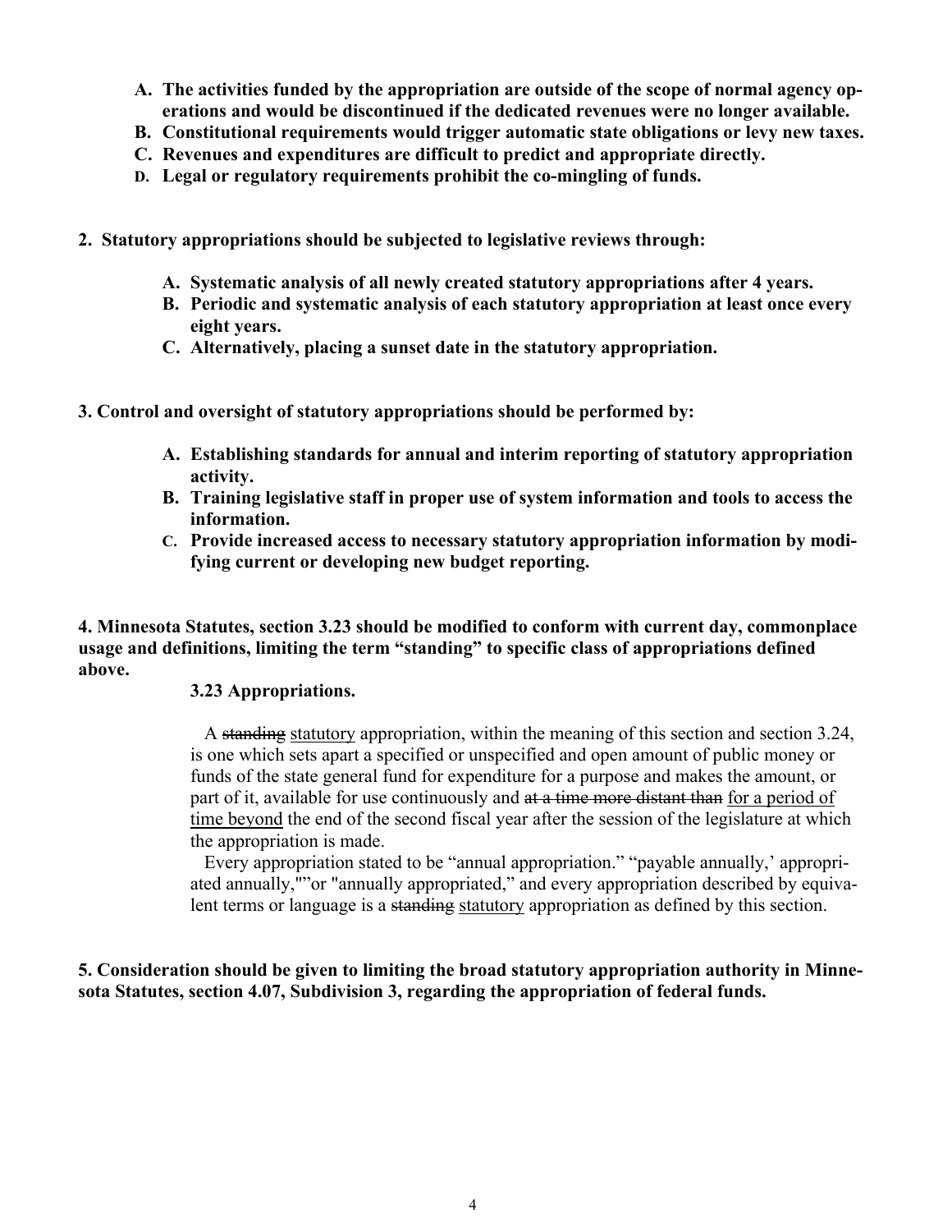**A. The activities funded by the appropriation are outside of the scope of normal agency operations and would be discontinued if the dedicated revenues were no longer available.**
**B. Constitutional requirements would trigger automatic state obligations or levy new taxes.**
**C. Revenues and expenditures are difficult to predict and appropriate directly.**
**D. Legal or regulatory requirements prohibit the co-mingling of funds.**

**2. Statutory appropriations should be subjected to legislative reviews through:**

**A. Systematic analysis of all newly created statutory appropriations after 4 years.**
**B. Periodic and systematic analysis of each statutory appropriation at least once every eight years.**
**C. Alternatively, placing a sunset date in the statutory appropriation.**

**3. Control and oversight of statutory appropriations should be performed by:**

**A. Establishing standards for annual and interim reporting of statutory appropriation activity.**
**B. Training legislative staff in proper use of system information and tools to access the information.**
**C. Provide increased access to necessary statutory appropriation information by modifying current or developing new budget reporting.**

**4. Minnesota Statutes, section 3.23 should be modified to conform with current day, commonplace usage and definitions, limiting the term "standing" to specific class of appropriations defined above.**

**3.23 Appropriations.**

A ~~standing~~ <u>statutory</u> appropriation, within the meaning of this section and section 3.24, is one which sets apart a specified or unspecified and open amount of public money or funds of the state general fund for expenditure for a purpose and makes the amount, or part of it, available for use continuously and ~~at a time more distant than~~ <u>for a period of time beyond</u> the end of the second fiscal year after the session of the legislature at which the appropriation is made.

Every appropriation stated to be "annual appropriation." "payable annually,' appropriated annually,""or "annually appropriated," and every appropriation described by equivalent terms or language is a ~~standing~~ <u>statutory</u> appropriation as defined by this section.

**5. Consideration should be given to limiting the broad statutory appropriation authority in Minnesota Statutes, section 4.07, Subdivision 3, regarding the appropriation of federal funds.**